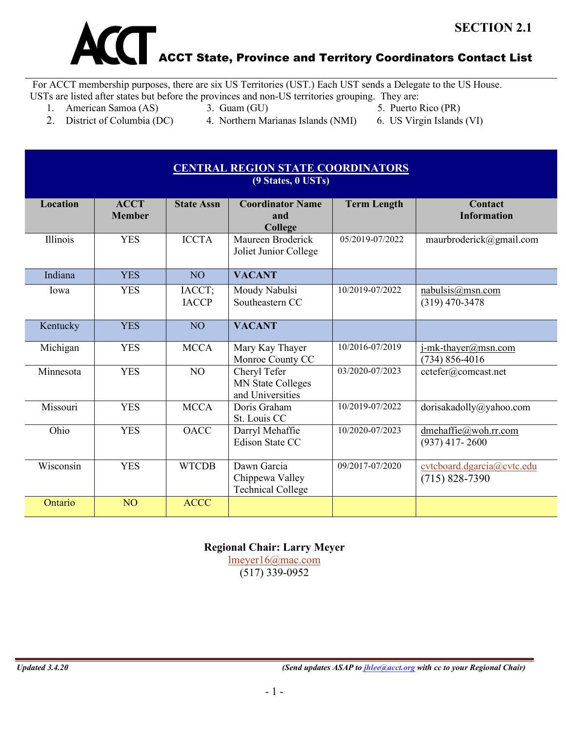SECTION 2.1

# ACCT State, Province and Territory Coordinators Contact List

For ACCT membership purposes, there are six US Territories (UST.) Each UST sends a Delegate to the US House. USTs are listed after states but before the provinces and non-US territories grouping. They are:

1. American Samoa (AS)
2. District of Columbia (DC)
3. Guam (GU)
4. Northern Marianas Islands (NMI)
5. Puerto Rico (PR)
6. US Virgin Islands (VI)

## CENTRAL REGION STATE COORDINATORS
**(9 States, 0 USTs)**

| Location | ACCT Member | State Assn | Coordinator Name and College | Term Length | Contact Information |
|---|---|---|---|---|---|
| Illinois | YES | ICCTA | Maureen Broderick<br>Joliet Junior College | 05/2019-07/2022 | maurbroderick@gmail.com |
| Indiana | YES | NO | **VACANT** | | |
| Iowa | YES | IACCT; IACCP | Moudy Nabulsi<br>Southeastern CC | 10/2019-07/2022 | nabulsis@msn.com<br>(319) 470-3478 |
| Kentucky | YES | NO | **VACANT** | | |
| Michigan | YES | MCCA | Mary Kay Thayer<br>Monroe County CC | 10/2016-07/2019 | j-mk-thayer@msn.com<br>(734) 856-4016 |
| Minnesota | YES | NO | Cheryl Tefer<br>MN State Colleges and Universities | 03/2020-07/2023 | cctefer@comcast.net |
| Missouri | YES | MCCA | Doris Graham<br>St. Louis CC | 10/2019-07/2022 | dorisakadolly@yahoo.com |
| Ohio | YES | OACC | Darryl Mehaffie<br>Edison State CC | 10/2020-07/2023 | dmehaffie@woh.rr.com<br>(937) 417- 2600 |
| Wisconsin | YES | WTCDB | Dawn Garcia<br>Chippewa Valley Technical College | 09/2017-07/2020 | cvtcboard.dgarcia@cvtc.edu<br>(715) 828-7390 |
| Ontario | NO | ACCC | | | |

**Regional Chair: Larry Meyer**
lmeyer16@mac.com
(517) 339-0952

*Updated 3.4.20* *(Send updates ASAP to jhlee@acct.org with cc to your Regional Chair)*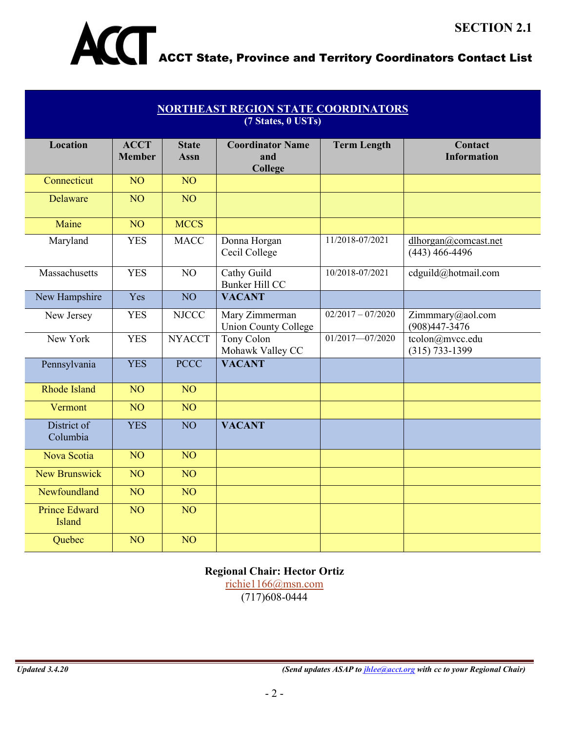# SECTION 2.1

## ACCT State, Province and Territory Coordinators Contact List

| NORTHEAST REGION STATE COORDINATORS (7 States, 0 USTs) | | | | | |
|---|---|---|---|---|---|
| **Location** | **ACCT Member** | **State Assn** | **Coordinator Name and College** | **Term Length** | **Contact Information** |
| Connecticut | NO | NO | | | |
| Delaware | NO | NO | | | |
| Maine | NO | MCCS | | | |
| Maryland | YES | MACC | Donna Horgan<br>Cecil College | 11/2018-07/2021 | dlhorgan@comcast.net<br>(443) 466-4496 |
| Massachusetts | YES | NO | Cathy Guild<br>Bunker Hill CC | 10/2018-07/2021 | cdguild@hotmail.com |
| New Hampshire | Yes | NO | **VACANT** | | |
| New Jersey | YES | NJCCC | Mary Zimmerman<br>Union County College | 02/2017 – 07/2020 | Zimmmary@aol.com<br>(908)447-3476 |
| New York | YES | NYACCT | Tony Colon<br>Mohawk Valley CC | 01/2017—07/2020 | tcolon@mvcc.edu<br>(315) 733-1399 |
| Pennsylvania | YES | PCCC | **VACANT** | | |
| Rhode Island | NO | NO | | | |
| Vermont | NO | NO | | | |
| District of Columbia | YES | NO | **VACANT** | | |
| Nova Scotia | NO | NO | | | |
| New Brunswick | NO | NO | | | |
| Newfoundland | NO | NO | | | |
| Prince Edward Island | NO | NO | | | |
| Quebec | NO | NO | | | |

**Regional Chair: Hector Ortiz**
richie1166@msn.com
(717)608-0444

*Updated 3.4.20* *(Send updates ASAP to jhlee@acct.org with cc to your Regional Chair)*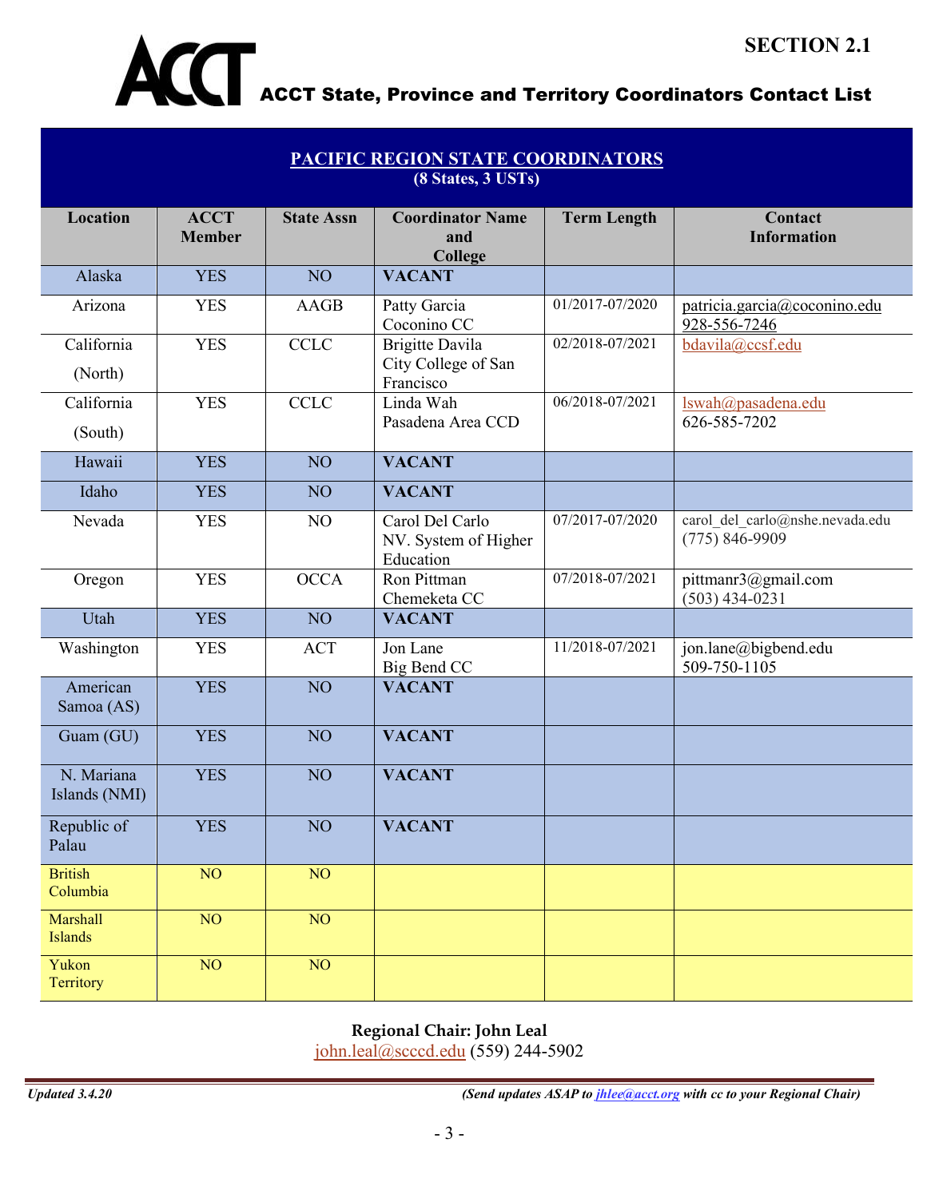# SECTION 2.1

## ACCT State, Province and Territory Coordinators Contact List

| PACIFIC REGION STATE COORDINATORS (8 States, 3 USTs) | | | | | |
|---|---|---|---|---|---|
| **Location** | **ACCT Member** | **State Assn** | **Coordinator Name and College** | **Term Length** | **Contact Information** |
| Alaska | YES | NO | **VACANT** | | |
| Arizona | YES | AAGB | Patty Garcia<br>Coconino CC | 01/2017-07/2020 | patricia.garcia@coconino.edu<br>928-556-7246 |
| California (North) | YES | CCLC | Brigitte Davila<br>City College of San Francisco | 02/2018-07/2021 | bdavila@ccsf.edu |
| California (South) | YES | CCLC | Linda Wah<br>Pasadena Area CCD | 06/2018-07/2021 | lswah@pasadena.edu<br>626-585-7202 |
| Hawaii | YES | NO | **VACANT** | | |
| Idaho | YES | NO | **VACANT** | | |
| Nevada | YES | NO | Carol Del Carlo<br>NV. System of Higher Education | 07/2017-07/2020 | carol_del_carlo@nshe.nevada.edu<br>(775) 846-9909 |
| Oregon | YES | OCCA | Ron Pittman<br>Chemeketa CC | 07/2018-07/2021 | pittmanr3@gmail.com<br>(503) 434-0231 |
| Utah | YES | NO | **VACANT** | | |
| Washington | YES | ACT | Jon Lane<br>Big Bend CC | 11/2018-07/2021 | jon.lane@bigbend.edu<br>509-750-1105 |
| American Samoa (AS) | YES | NO | **VACANT** | | |
| Guam (GU) | YES | NO | **VACANT** | | |
| N. Mariana Islands (NMI) | YES | NO | **VACANT** | | |
| Republic of Palau | YES | NO | **VACANT** | | |
| British Columbia | NO | NO | | | |
| Marshall Islands | NO | NO | | | |
| Yukon Territory | NO | NO | | | |

**Regional Chair: John Leal**
john.leal@scccd.edu (559) 244-5902

*Updated 3.4.20* *(Send updates ASAP to jhlee@acct.org with cc to your Regional Chair)*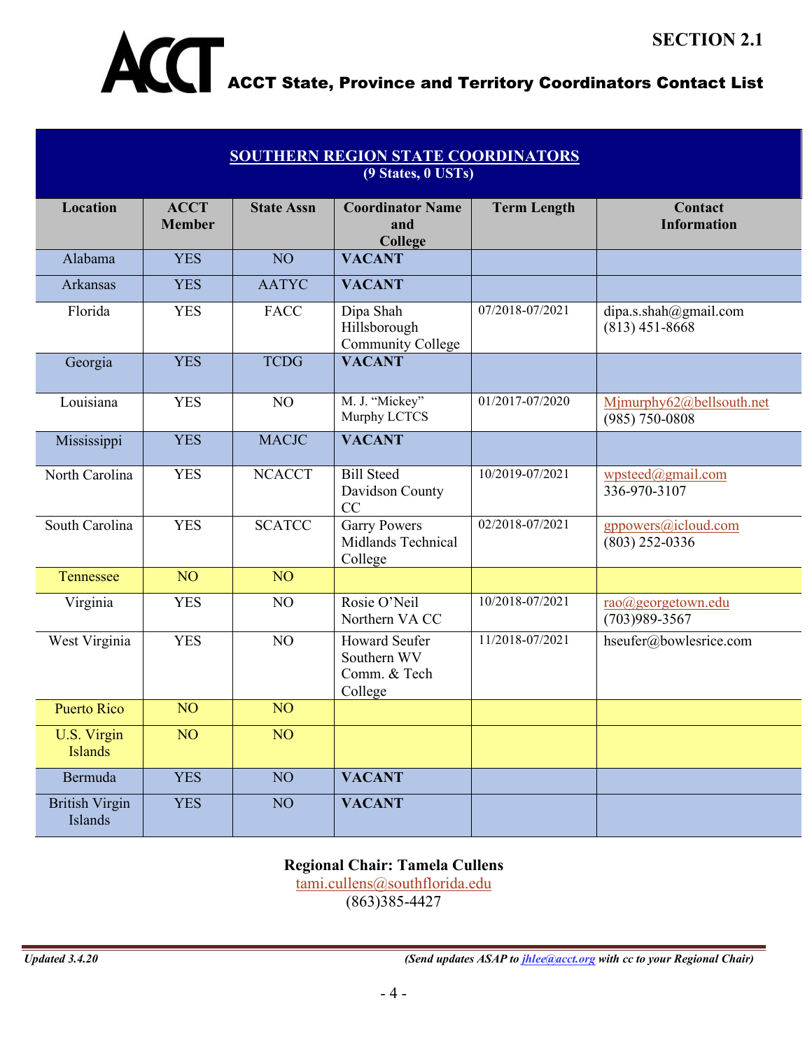SECTION 2.1

# ACCT State, Province and Territory Coordinators Contact List

## SOUTHERN REGION STATE COORDINATORS
**(9 States, 0 USTs)**

| Location | ACCT Member | State Assn | Coordinator Name and College | Term Length | Contact Information |
|---|---|---|---|---|---|
| Alabama | YES | NO | **VACANT** | | |
| Arkansas | YES | AATYC | **VACANT** | | |
| Florida | YES | FACC | Dipa Shah Hillsborough Community College | 07/2018-07/2021 | dipa.s.shah@gmail.com (813) 451-8668 |
| Georgia | YES | TCDG | **VACANT** | | |
| Louisiana | YES | NO | M. J. "Mickey" Murphy LCTCS | 01/2017-07/2020 | Mjmurphy62@bellsouth.net (985) 750-0808 |
| Mississippi | YES | MACJC | **VACANT** | | |
| North Carolina | YES | NCACCT | Bill Steed Davidson County CC | 10/2019-07/2021 | wpsteed@gmail.com 336-970-3107 |
| South Carolina | YES | SCATCC | Garry Powers Midlands Technical College | 02/2018-07/2021 | gppowers@icloud.com (803) 252-0336 |
| Tennessee | NO | NO | | | |
| Virginia | YES | NO | Rosie O'Neil Northern VA CC | 10/2018-07/2021 | rao@georgetown.edu (703)989-3567 |
| West Virginia | YES | NO | Howard Seufer Southern WV Comm. & Tech College | 11/2018-07/2021 | hseufer@bowlesrice.com |
| Puerto Rico | NO | NO | | | |
| U.S. Virgin Islands | NO | NO | | | |
| Bermuda | YES | NO | **VACANT** | | |
| British Virgin Islands | YES | NO | **VACANT** | | |

**Regional Chair: Tamela Cullens**
tami.cullens@southflorida.edu
(863)385-4427

*Updated 3.4.20* *(Send updates ASAP to jhlee@acct.org with cc to your Regional Chair)*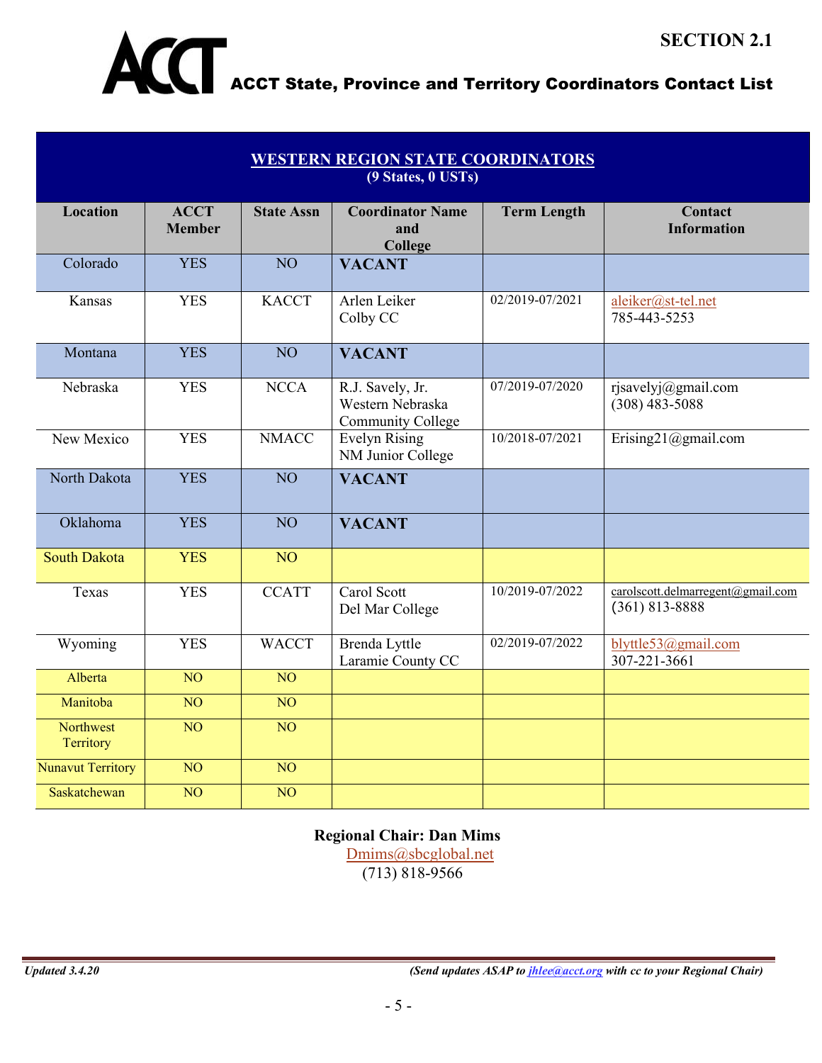SECTION 2.1

# ACCT State, Province and Territory Coordinators Contact List

| **WESTERN REGION STATE COORDINATORS** (9 States, 0 USTs) | | | | | |
|---|---|---|---|---|---|
| **Location** | **ACCT Member** | **State Assn** | **Coordinator Name and College** | **Term Length** | **Contact Information** |
| Colorado | YES | NO | **VACANT** | | |
| Kansas | YES | KACCT | Arlen Leiker<br>Colby CC | 02/2019-07/2021 | aleiker@st-tel.net<br>785-443-5253 |
| Montana | YES | NO | **VACANT** | | |
| Nebraska | YES | NCCA | R.J. Savely, Jr.<br>Western Nebraska Community College | 07/2019-07/2020 | rjsavelyj@gmail.com<br>(308) 483-5088 |
| New Mexico | YES | NMACC | Evelyn Rising<br>NM Junior College | 10/2018-07/2021 | Erising21@gmail.com |
| North Dakota | YES | NO | **VACANT** | | |
| Oklahoma | YES | NO | **VACANT** | | |
| South Dakota | YES | NO | | | |
| Texas | YES | CCATT | Carol Scott<br>Del Mar College | 10/2019-07/2022 | carolscott.delmarregent@gmail.com<br>(361) 813-8888 |
| Wyoming | YES | WACCT | Brenda Lyttle<br>Laramie County CC | 02/2019-07/2022 | blyttle53@gmail.com<br>307-221-3661 |
| Alberta | NO | NO | | | |
| Manitoba | NO | NO | | | |
| Northwest Territory | NO | NO | | | |
| Nunavut Territory | NO | NO | | | |
| Saskatchewan | NO | NO | | | |

**Regional Chair: Dan Mims**
Dmims@sbcglobal.net
(713) 818-9566

*Updated 3.4.20* *(Send updates ASAP to jhlee@acct.org with cc to your Regional Chair)*